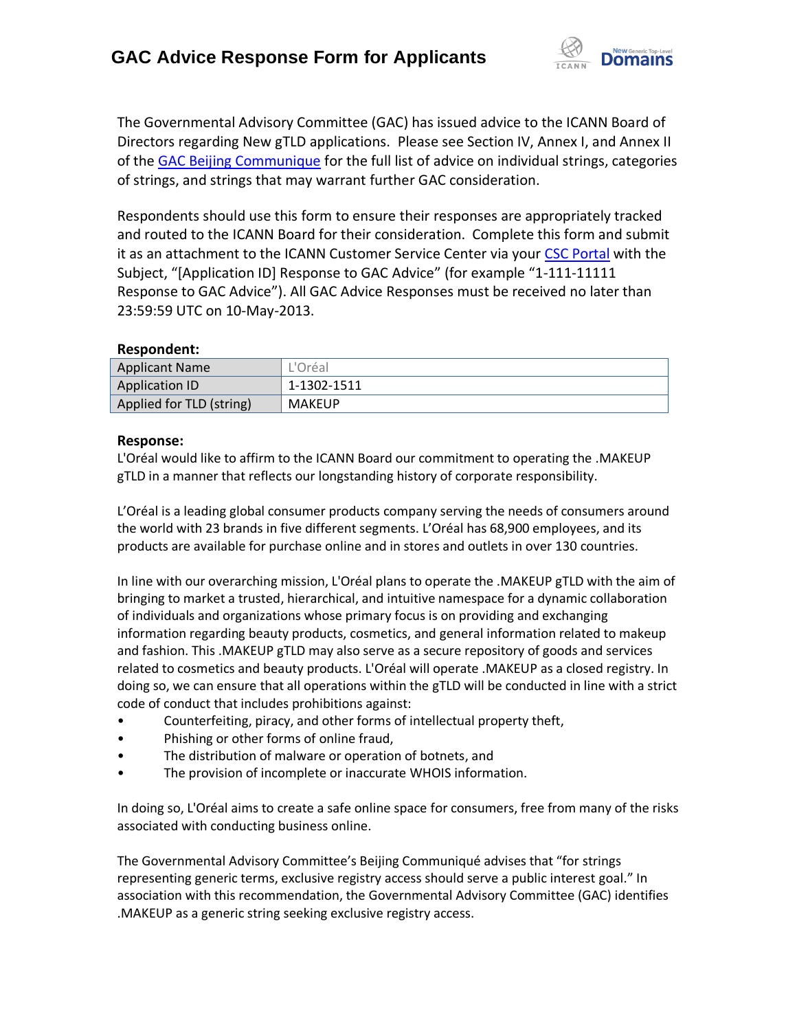# GAC Advice Response Form for Applicants

The Governmental Advisory Committee (GAC) has issued advice to the ICANN Board of Directors regarding New gTLD applications. Please see Section IV, Annex I, and Annex II of the GAC Beijing Communique for the full list of advice on individual strings, categories of strings, and strings that may warrant further GAC consideration.

Respondents should use this form to ensure their responses are appropriately tracked and routed to the ICANN Board for their consideration. Complete this form and submit it as an attachment to the ICANN Customer Service Center via your CSC Portal with the Subject, "[Application ID] Response to GAC Advice" (for example "1-111-11111 Response to GAC Advice"). All GAC Advice Responses must be received no later than 23:59:59 UTC on 10-May-2013.

**Respondent:**

| Applicant Name | L'Oréal |
|---|---|
| Application ID | 1-1302-1511 |
| Applied for TLD (string) | MAKEUP |

**Response:**

L'Oréal would like to affirm to the ICANN Board our commitment to operating the .MAKEUP gTLD in a manner that reflects our longstanding history of corporate responsibility.

L'Oréal is a leading global consumer products company serving the needs of consumers around the world with 23 brands in five different segments. L'Oréal has 68,900 employees, and its products are available for purchase online and in stores and outlets in over 130 countries.

In line with our overarching mission, L'Oréal plans to operate the .MAKEUP gTLD with the aim of bringing to market a trusted, hierarchical, and intuitive namespace for a dynamic collaboration of individuals and organizations whose primary focus is on providing and exchanging information regarding beauty products, cosmetics, and general information related to makeup and fashion. This .MAKEUP gTLD may also serve as a secure repository of goods and services related to cosmetics and beauty products. L'Oréal will operate .MAKEUP as a closed registry. In doing so, we can ensure that all operations within the gTLD will be conducted in line with a strict code of conduct that includes prohibitions against:

- Counterfeiting, piracy, and other forms of intellectual property theft,
- Phishing or other forms of online fraud,
- The distribution of malware or operation of botnets, and
- The provision of incomplete or inaccurate WHOIS information.

In doing so, L'Oréal aims to create a safe online space for consumers, free from many of the risks associated with conducting business online.

The Governmental Advisory Committee's Beijing Communiqué advises that "for strings representing generic terms, exclusive registry access should serve a public interest goal." In association with this recommendation, the Governmental Advisory Committee (GAC) identifies .MAKEUP as a generic string seeking exclusive registry access.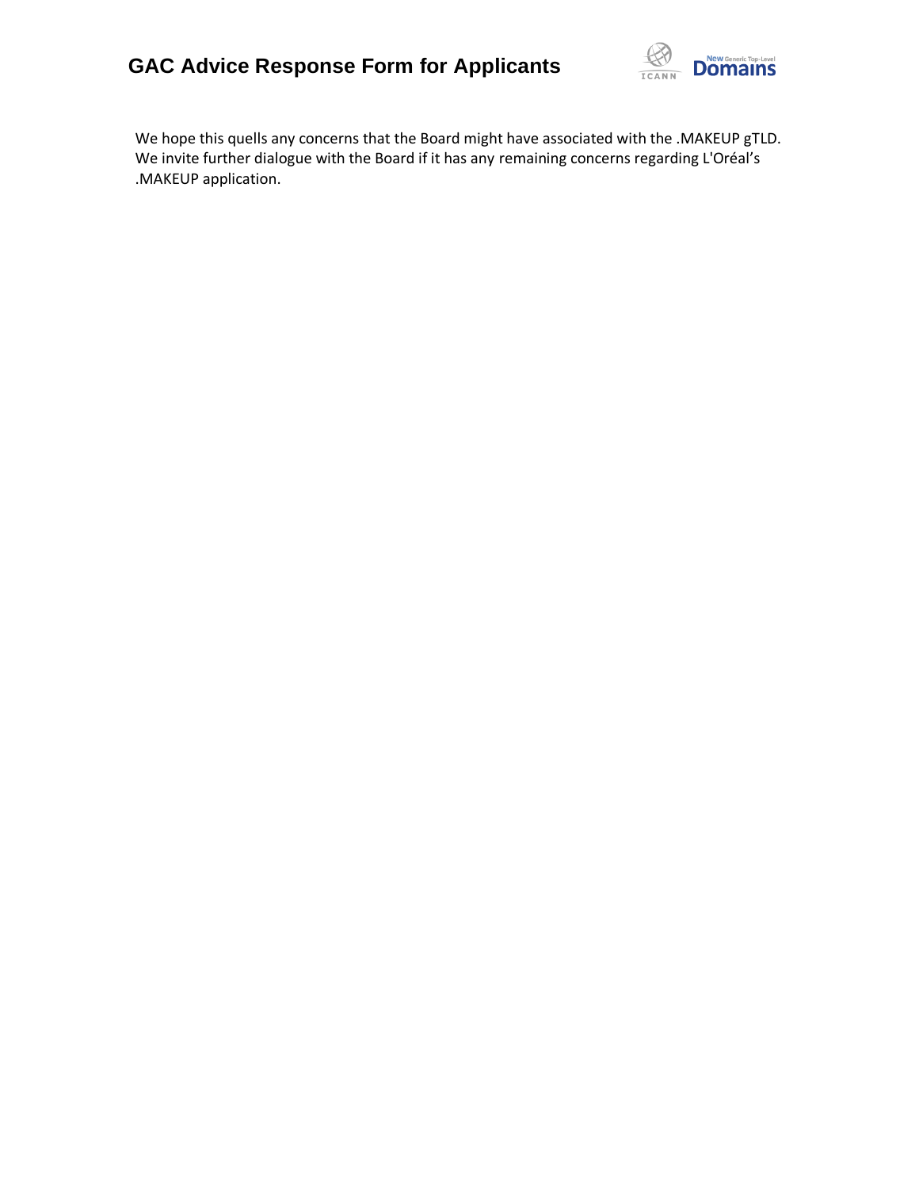We hope this quells any concerns that the Board might have associated with the .MAKEUP gTLD. We invite further dialogue with the Board if it has any remaining concerns regarding L'Oréal's .MAKEUP application.